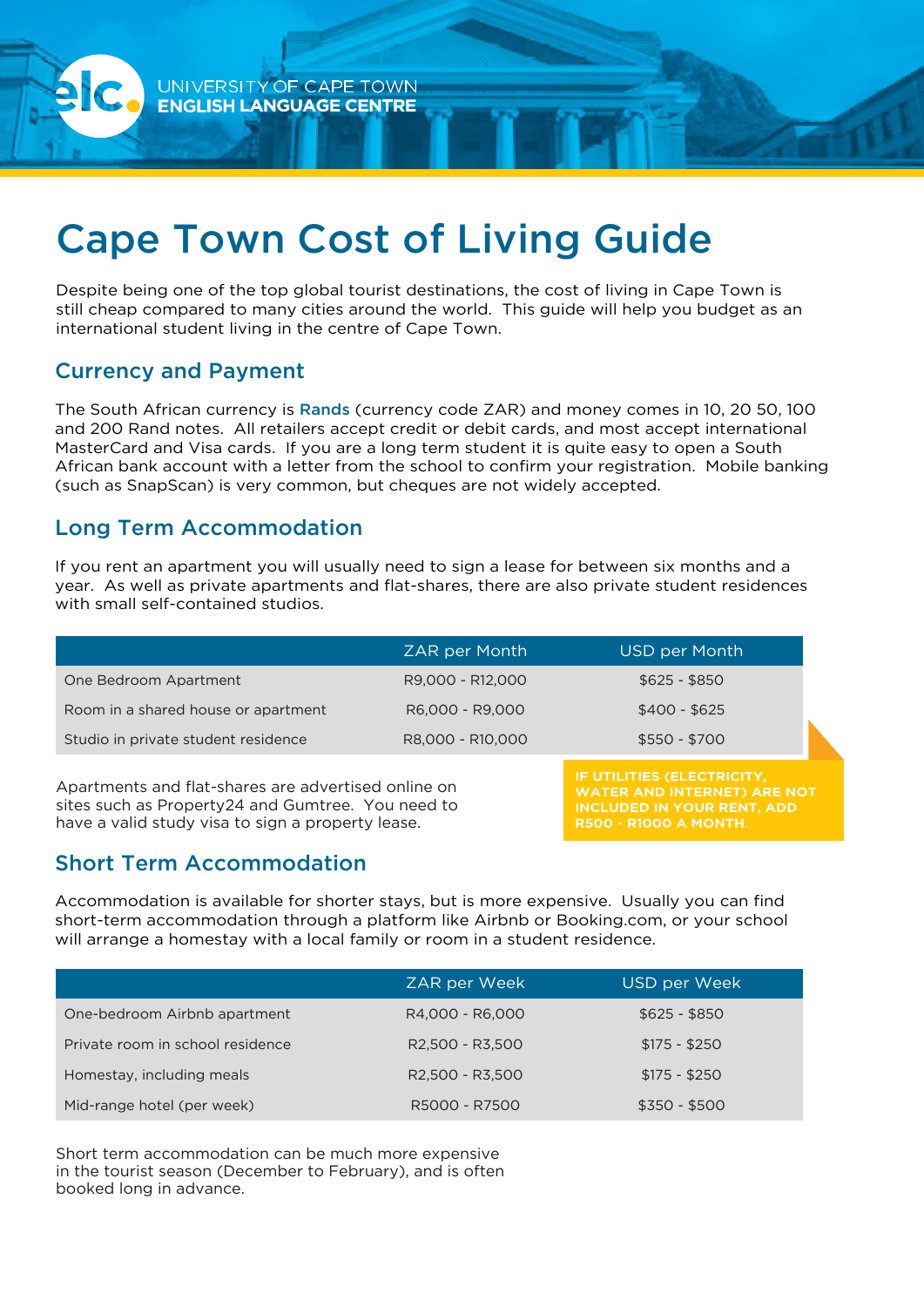UNIVERSITY OF CAPE TOWN
**ENGLISH LANGUAGE CENTRE**

# Cape Town Cost of Living Guide

Despite being one of the top global tourist destinations, the cost of living in Cape Town is still cheap compared to many cities around the world. This guide will help you budget as an international student living in the centre of Cape Town.

## Currency and Payment

The South African currency is **Rands** (currency code ZAR) and money comes in 10, 20 50, 100 and 200 Rand notes. All retailers accept credit or debit cards, and most accept international MasterCard and Visa cards. If you are a long term student it is quite easy to open a South African bank account with a letter from the school to confirm your registration. Mobile banking (such as SnapScan) is very common, but cheques are not widely accepted.

## Long Term Accommodation

If you rent an apartment you will usually need to sign a lease for between six months and a year. As well as private apartments and flat-shares, there are also private student residences with small self-contained studios.

| | ZAR per Month | USD per Month |
|---|---|---|
| One Bedroom Apartment | R9,000 - R12,000 | $625 - $850 |
| Room in a shared house or apartment | R6,000 - R9,000 | $400 - $625 |
| Studio in private student residence | R8,000 - R10,000 | $550 - $700 |

Apartments and flat-shares are advertised online on sites such as Property24 and Gumtree. You need to have a valid study visa to sign a property lease.

**IF UTILITIES (ELECTRICITY, WATER AND INTERNET) ARE NOT INCLUDED IN YOUR RENT, ADD R500 - R1000 A MONTH.**

## Short Term Accommodation

Accommodation is available for shorter stays, but is more expensive. Usually you can find short-term accommodation through a platform like Airbnb or Booking.com, or your school will arrange a homestay with a local family or room in a student residence.

| | ZAR per Week | USD per Week |
|---|---|---|
| One-bedroom Airbnb apartment | R4,000 - R6,000 | $625 - $850 |
| Private room in school residence | R2,500 - R3,500 | $175 - $250 |
| Homestay, including meals | R2,500 - R3,500 | $175 - $250 |
| Mid-range hotel (per week) | R5000 - R7500 | $350 - $500 |

Short term accommodation can be much more expensive in the tourist season (December to February), and is often booked long in advance.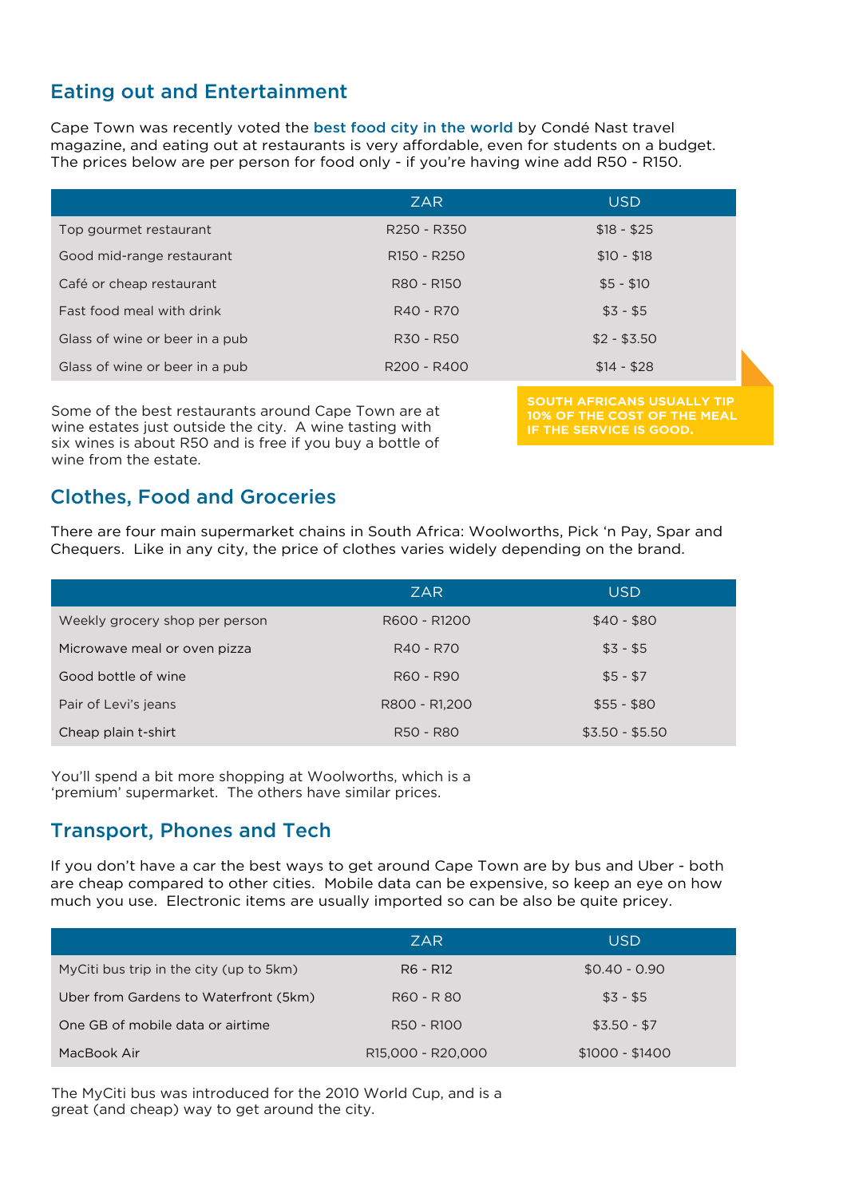## Eating out and Entertainment

Cape Town was recently voted the **best food city in the world** by Condé Nast travel magazine, and eating out at restaurants is very affordable, even for students on a budget. The prices below are per person for food only - if you're having wine add R50 - R150.

| | ZAR | USD |
|---|---|---|
| Top gourmet restaurant | R250 - R350 | $18 - $25 |
| Good mid-range restaurant | R150 - R250 | $10 - $18 |
| Café or cheap restaurant | R80 - R150 | $5 - $10 |
| Fast food meal with drink | R40 - R70 | $3 - $5 |
| Glass of wine or beer in a pub | R30 - R50 | $2 - $3.50 |
| Glass of wine or beer in a pub | R200 - R400 | $14 - $28 |

Some of the best restaurants around Cape Town are at wine estates just outside the city. A wine tasting with six wines is about R50 and is free if you buy a bottle of wine from the estate.

**SOUTH AFRICANS USUALLY TIP 10% OF THE COST OF THE MEAL IF THE SERVICE IS GOOD.**

## Clothes, Food and Groceries

There are four main supermarket chains in South Africa: Woolworths, Pick 'n Pay, Spar and Chequers. Like in any city, the price of clothes varies widely depending on the brand.

| | ZAR | USD |
|---|---|---|
| Weekly grocery shop per person | R600 - R1200 | $40 - $80 |
| Microwave meal or oven pizza | R40 - R70 | $3 - $5 |
| Good bottle of wine | R60 - R90 | $5 - $7 |
| Pair of Levi's jeans | R800 - R1,200 | $55 - $80 |
| Cheap plain t-shirt | R50 - R80 | $3.50 - $5.50 |

You'll spend a bit more shopping at Woolworths, which is a 'premium' supermarket. The others have similar prices.

## Transport, Phones and Tech

If you don't have a car the best ways to get around Cape Town are by bus and Uber - both are cheap compared to other cities. Mobile data can be expensive, so keep an eye on how much you use. Electronic items are usually imported so can be also be quite pricey.

| | ZAR | USD |
|---|---|---|
| MyCiti bus trip in the city (up to 5km) | R6 - R12 | $0.40 - 0.90 |
| Uber from Gardens to Waterfront (5km) | R60 - R 80 | $3 - $5 |
| One GB of mobile data or airtime | R50 - R100 | $3.50 - $7 |
| MacBook Air | R15,000 - R20,000 | $1000 - $1400 |

The MyCiti bus was introduced for the 2010 World Cup, and is a great (and cheap) way to get around the city.